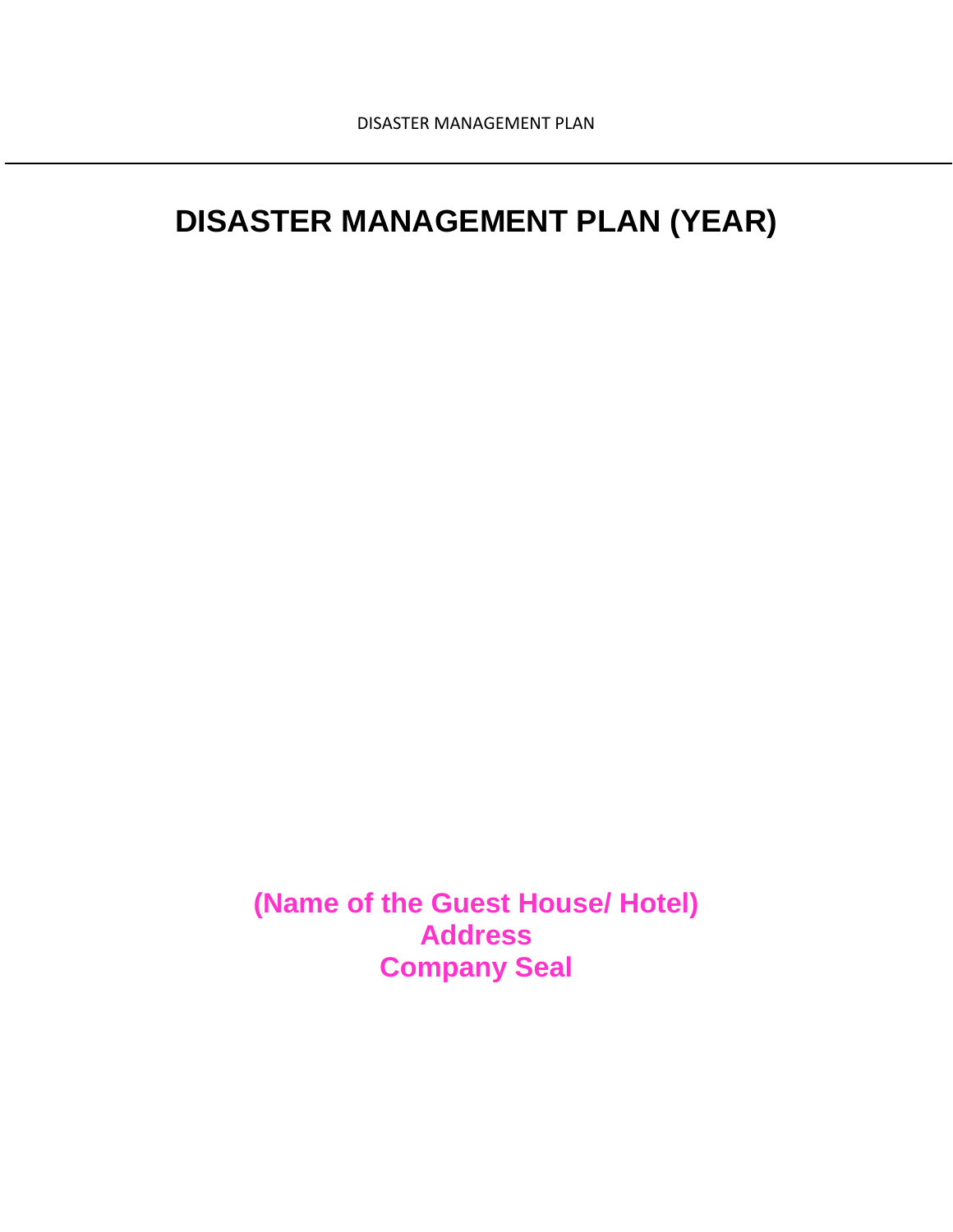# DISASTER MANAGEMENT PLAN (YEAR)

**(Name of the Guest House/ Hotel)**
**Address**
**Company Seal**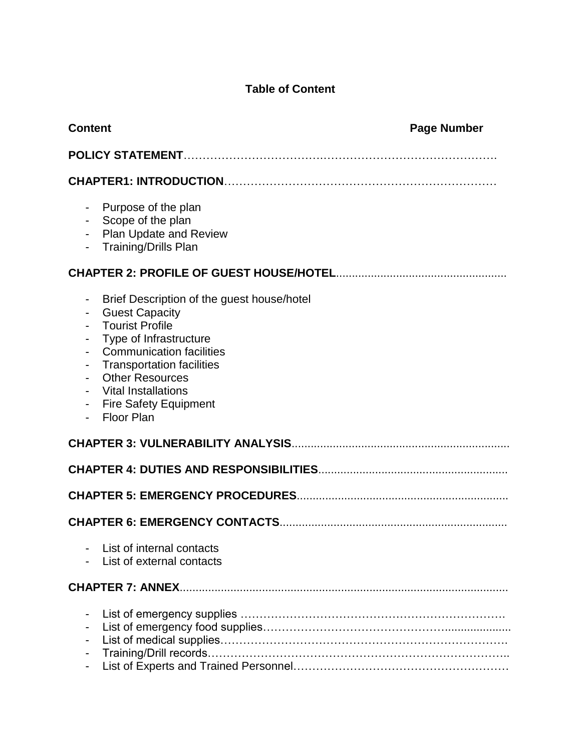**Table of Content**

**Content** **Page Number**

**POLICY STATEMENT**…………………………………………………………………………

**CHAPTER1: INTRODUCTION**………………………………………………………………

- Purpose of the plan
- Scope of the plan
- Plan Update and Review
- Training/Drills Plan

**CHAPTER 2: PROFILE OF GUEST HOUSE/HOTEL**......................................................

- Brief Description of the guest house/hotel
- Guest Capacity
- Tourist Profile
- Type of Infrastructure
- Communication facilities
- Transportation facilities
- Other Resources
- Vital Installations
- Fire Safety Equipment
- Floor Plan

**CHAPTER 3: VULNERABILITY ANALYSIS**.....................................................................

**CHAPTER 4: DUTIES AND RESPONSIBILITIES**............................................................

**CHAPTER 5: EMERGENCY PROCEDURES**...................................................................

**CHAPTER 6: EMERGENCY CONTACTS**........................................................................

- List of internal contacts
- List of external contacts

**CHAPTER 7: ANNEX**.........................................................................................................

- List of emergency supplies ……………………………………………………………
- List of emergency food supplies………………………………………….....................
- List of medical supplies…………………………………………………………………
- Training/Drill records……………………………………………………………………..
- List of Experts and Trained Personnel………………………………………………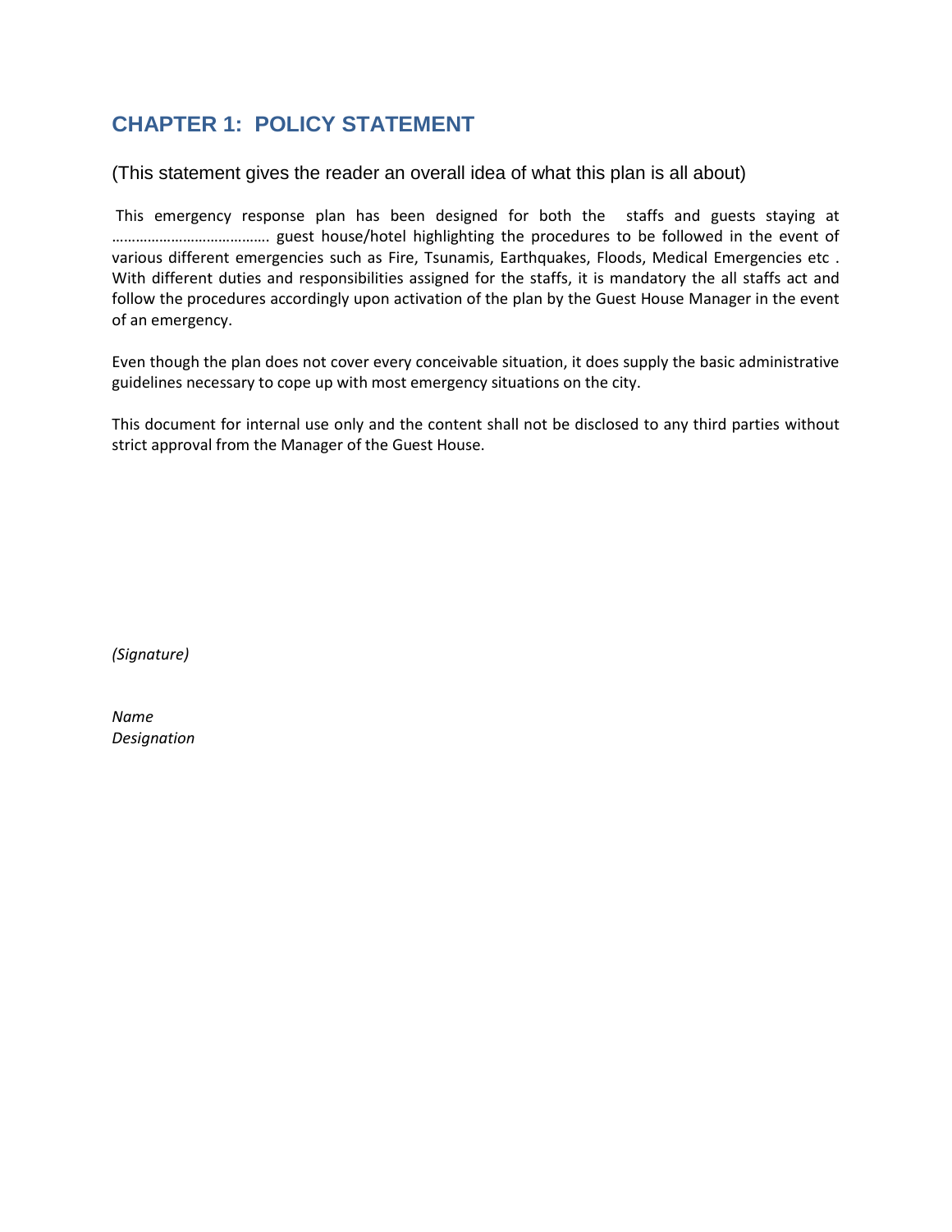## CHAPTER 1: POLICY STATEMENT

(This statement gives the reader an overall idea of what this plan is all about)

This emergency response plan has been designed for both the staffs and guests staying at ………………………………… guest house/hotel highlighting the procedures to be followed in the event of various different emergencies such as Fire, Tsunamis, Earthquakes, Floods, Medical Emergencies etc . With different duties and responsibilities assigned for the staffs, it is mandatory the all staffs act and follow the procedures accordingly upon activation of the plan by the Guest House Manager in the event of an emergency.

Even though the plan does not cover every conceivable situation, it does supply the basic administrative guidelines necessary to cope up with most emergency situations on the city.

This document for internal use only and the content shall not be disclosed to any third parties without strict approval from the Manager of the Guest House.

*(Signature)*

*Name*
*Designation*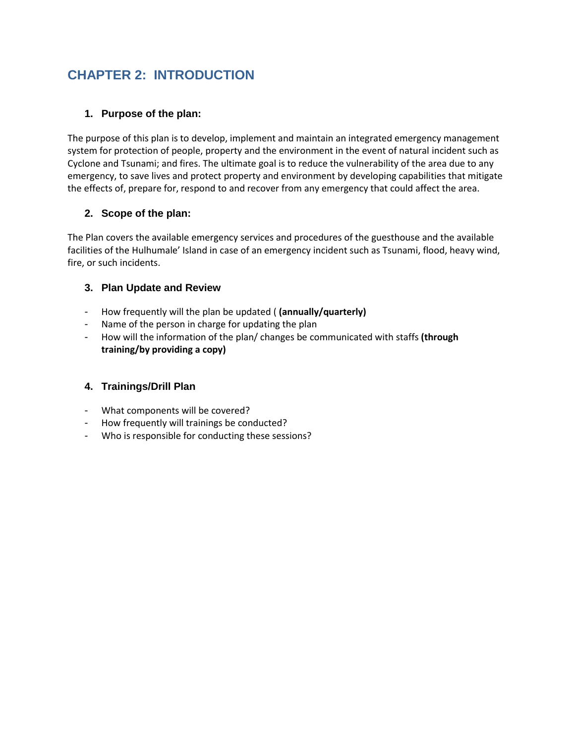# CHAPTER 2: INTRODUCTION

## 1. Purpose of the plan:

The purpose of this plan is to develop, implement and maintain an integrated emergency management system for protection of people, property and the environment in the event of natural incident such as Cyclone and Tsunami; and fires. The ultimate goal is to reduce the vulnerability of the area due to any emergency, to save lives and protect property and environment by developing capabilities that mitigate the effects of, prepare for, respond to and recover from any emergency that could affect the area.

## 2. Scope of the plan:

The Plan covers the available emergency services and procedures of the guesthouse and the available facilities of the Hulhumale' Island in case of an emergency incident such as Tsunami, flood, heavy wind, fire, or such incidents.

## 3. Plan Update and Review

- How frequently will the plan be updated ( **(annually/quarterly)**
- Name of the person in charge for updating the plan
- How will the information of the plan/ changes be communicated with staffs **(through training/by providing a copy)**

## 4. Trainings/Drill Plan

- What components will be covered?
- How frequently will trainings be conducted?
- Who is responsible for conducting these sessions?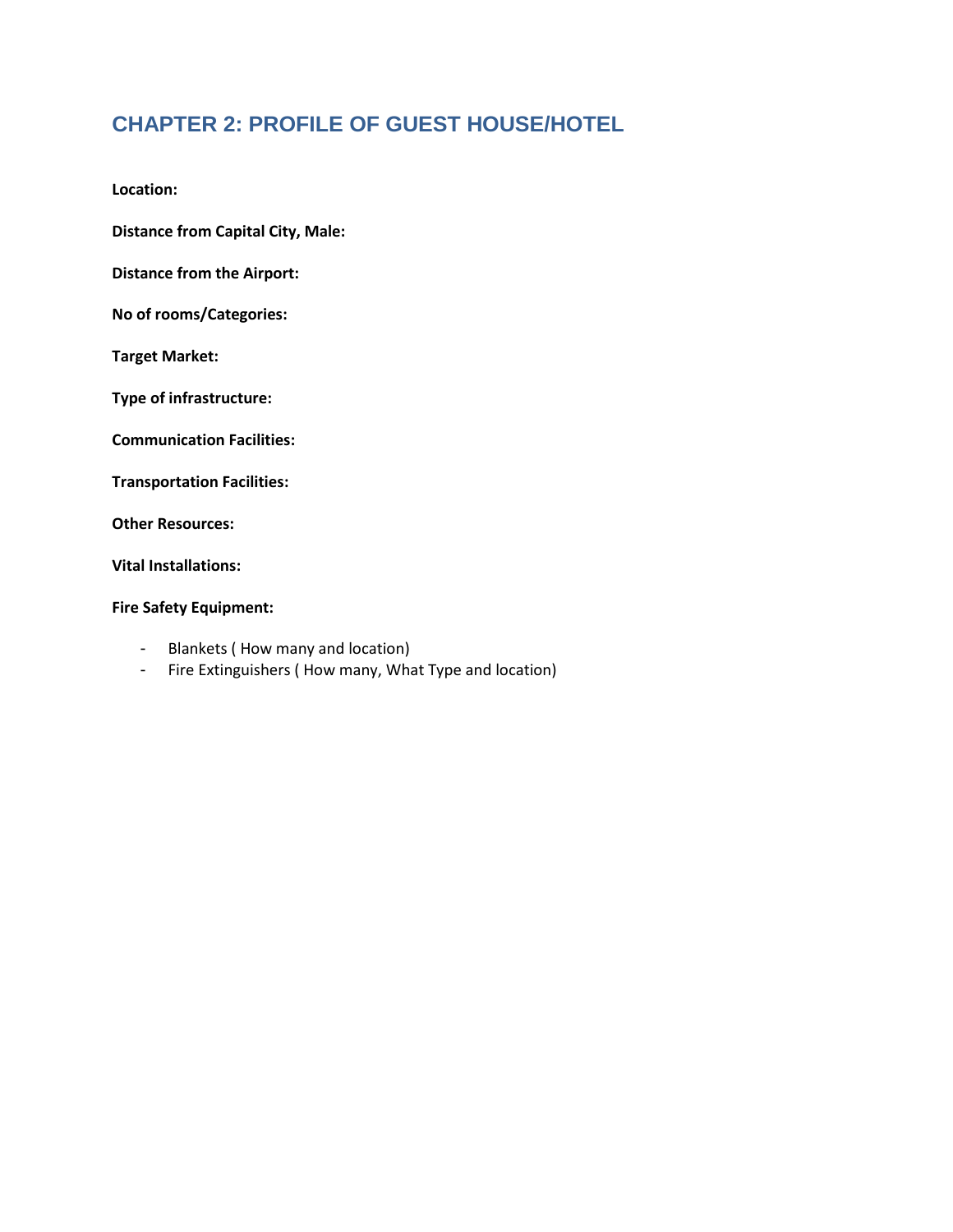# CHAPTER 2: PROFILE OF GUEST HOUSE/HOTEL

**Location:**

**Distance from Capital City, Male:**

**Distance from the Airport:**

**No of rooms/Categories:**

**Target Market:**

**Type of infrastructure:**

**Communication Facilities:**

**Transportation Facilities:**

**Other Resources:**

**Vital Installations:**

**Fire Safety Equipment:**

- Blankets ( How many and location)
- Fire Extinguishers ( How many, What Type and location)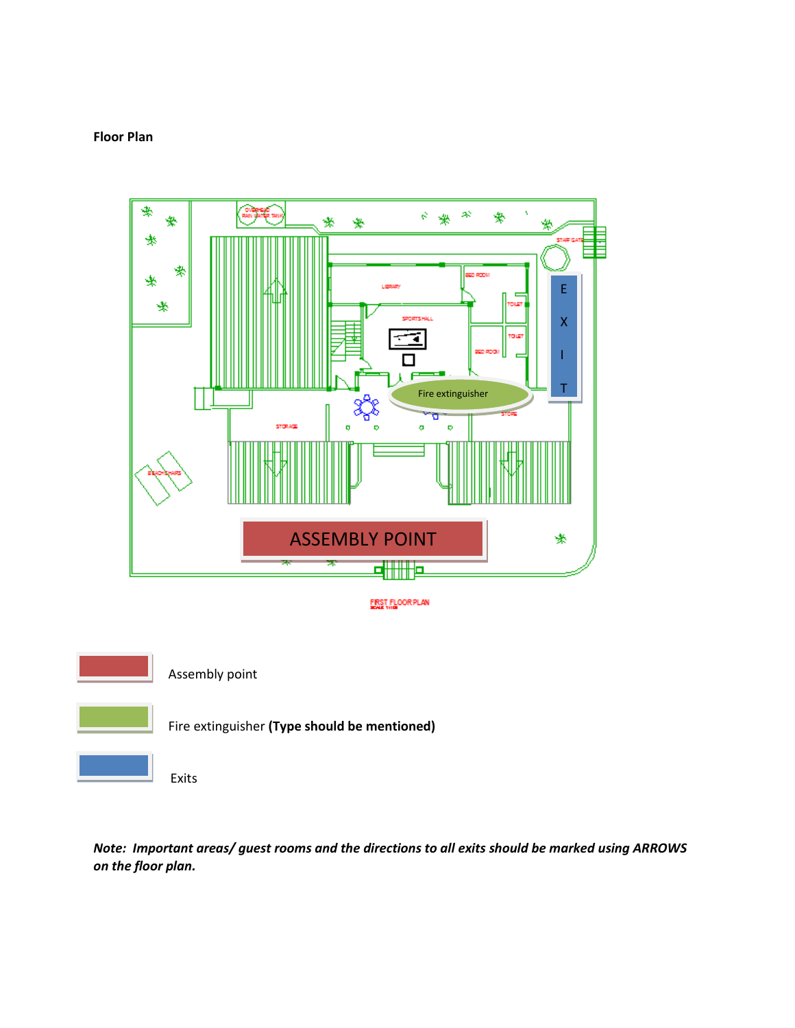**Floor Plan**

| | |
|---|---|
| (red) | Assembly point |
| (green) | Fire extinguisher **(Type should be mentioned)** |
| (blue) | Exits |

***Note: Important areas/ guest rooms and the directions to all exits should be marked using ARROWS on the floor plan.***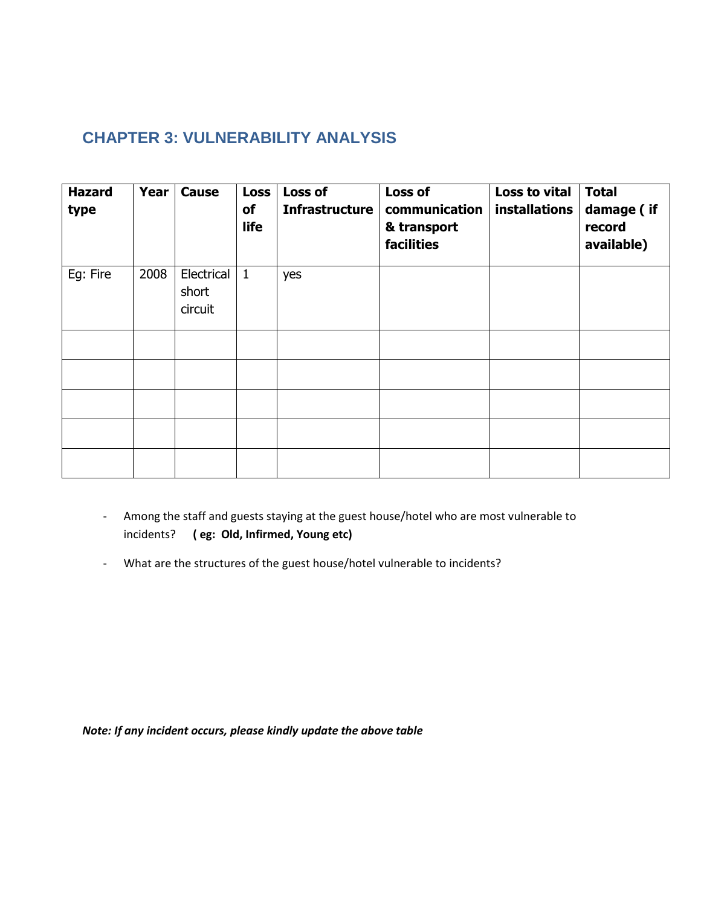## CHAPTER 3: VULNERABILITY ANALYSIS

| Hazard type | Year | Cause | Loss of life | Loss of Infrastructure | Loss of communication & transport facilities | Loss to vital installations | Total damage ( if record available) |
|---|---|---|---|---|---|---|---|
| Eg: Fire | 2008 | Electrical short circuit | 1 | yes | | | |
| | | | | | | | |
| | | | | | | | |
| | | | | | | | |
| | | | | | | | |
| | | | | | | | |

- Among the staff and guests staying at the guest house/hotel who are most vulnerable to incidents? **( eg: Old, Infirmed, Young etc)**
- What are the structures of the guest house/hotel vulnerable to incidents?

***Note: If any incident occurs, please kindly update the above table***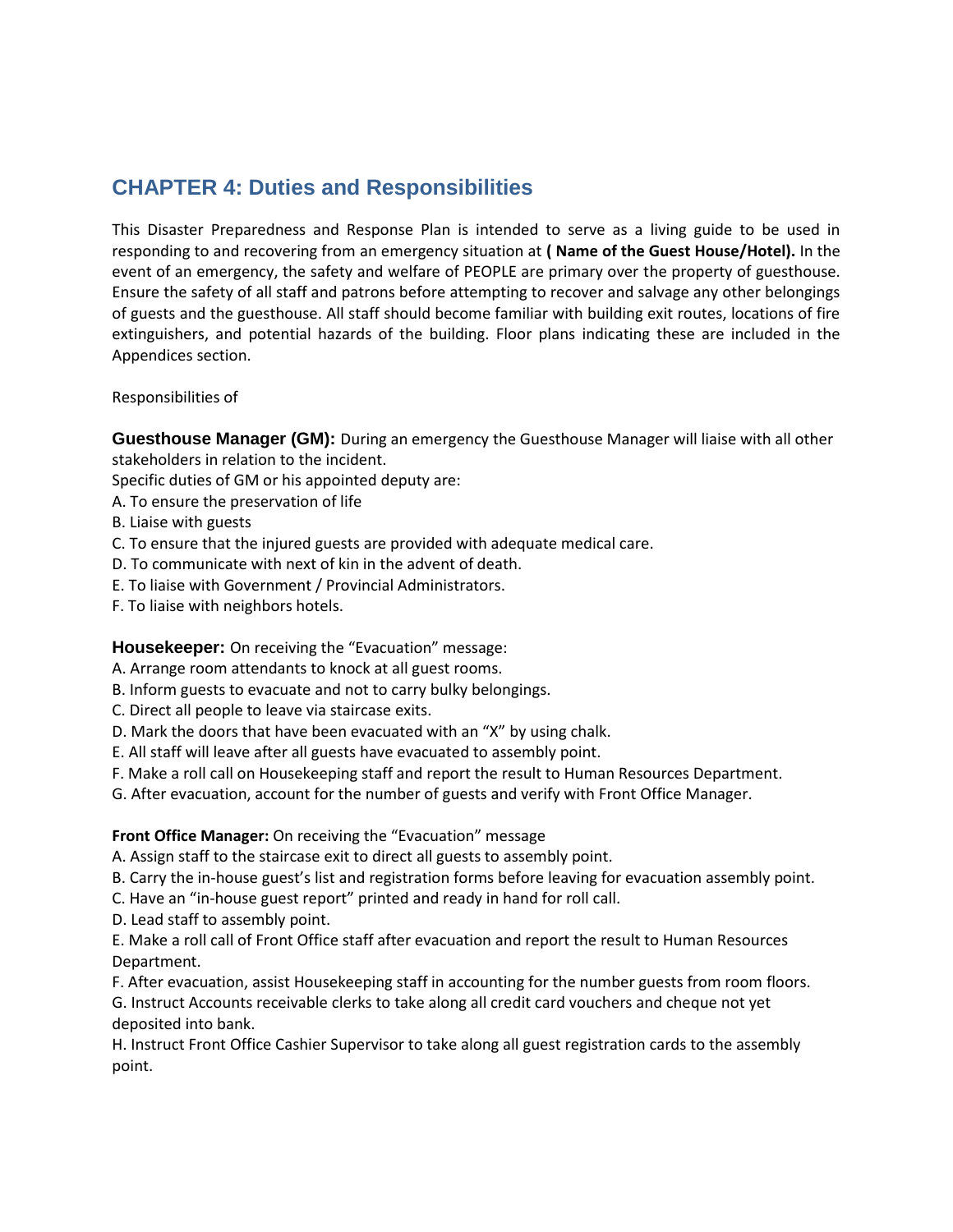## CHAPTER 4: Duties and Responsibilities

This Disaster Preparedness and Response Plan is intended to serve as a living guide to be used in responding to and recovering from an emergency situation at **( Name of the Guest House/Hotel).** In the event of an emergency, the safety and welfare of PEOPLE are primary over the property of guesthouse. Ensure the safety of all staff and patrons before attempting to recover and salvage any other belongings of guests and the guesthouse. All staff should become familiar with building exit routes, locations of fire extinguishers, and potential hazards of the building. Floor plans indicating these are included in the Appendices section.

Responsibilities of

**Guesthouse Manager (GM):** During an emergency the Guesthouse Manager will liaise with all other stakeholders in relation to the incident.

Specific duties of GM or his appointed deputy are:

A. To ensure the preservation of life
B. Liaise with guests
C. To ensure that the injured guests are provided with adequate medical care.
D. To communicate with next of kin in the advent of death.
E. To liaise with Government / Provincial Administrators.
F. To liaise with neighbors hotels.

**Housekeeper:** On receiving the "Evacuation" message:

A. Arrange room attendants to knock at all guest rooms.
B. Inform guests to evacuate and not to carry bulky belongings.
C. Direct all people to leave via staircase exits.
D. Mark the doors that have been evacuated with an "X" by using chalk.
E. All staff will leave after all guests have evacuated to assembly point.
F. Make a roll call on Housekeeping staff and report the result to Human Resources Department.
G. After evacuation, account for the number of guests and verify with Front Office Manager.

**Front Office Manager:** On receiving the "Evacuation" message

A. Assign staff to the staircase exit to direct all guests to assembly point.
B. Carry the in-house guest's list and registration forms before leaving for evacuation assembly point.
C. Have an "in-house guest report" printed and ready in hand for roll call.
D. Lead staff to assembly point.
E. Make a roll call of Front Office staff after evacuation and report the result to Human Resources Department.
F. After evacuation, assist Housekeeping staff in accounting for the number guests from room floors.
G. Instruct Accounts receivable clerks to take along all credit card vouchers and cheque not yet deposited into bank.
H. Instruct Front Office Cashier Supervisor to take along all guest registration cards to the assembly point.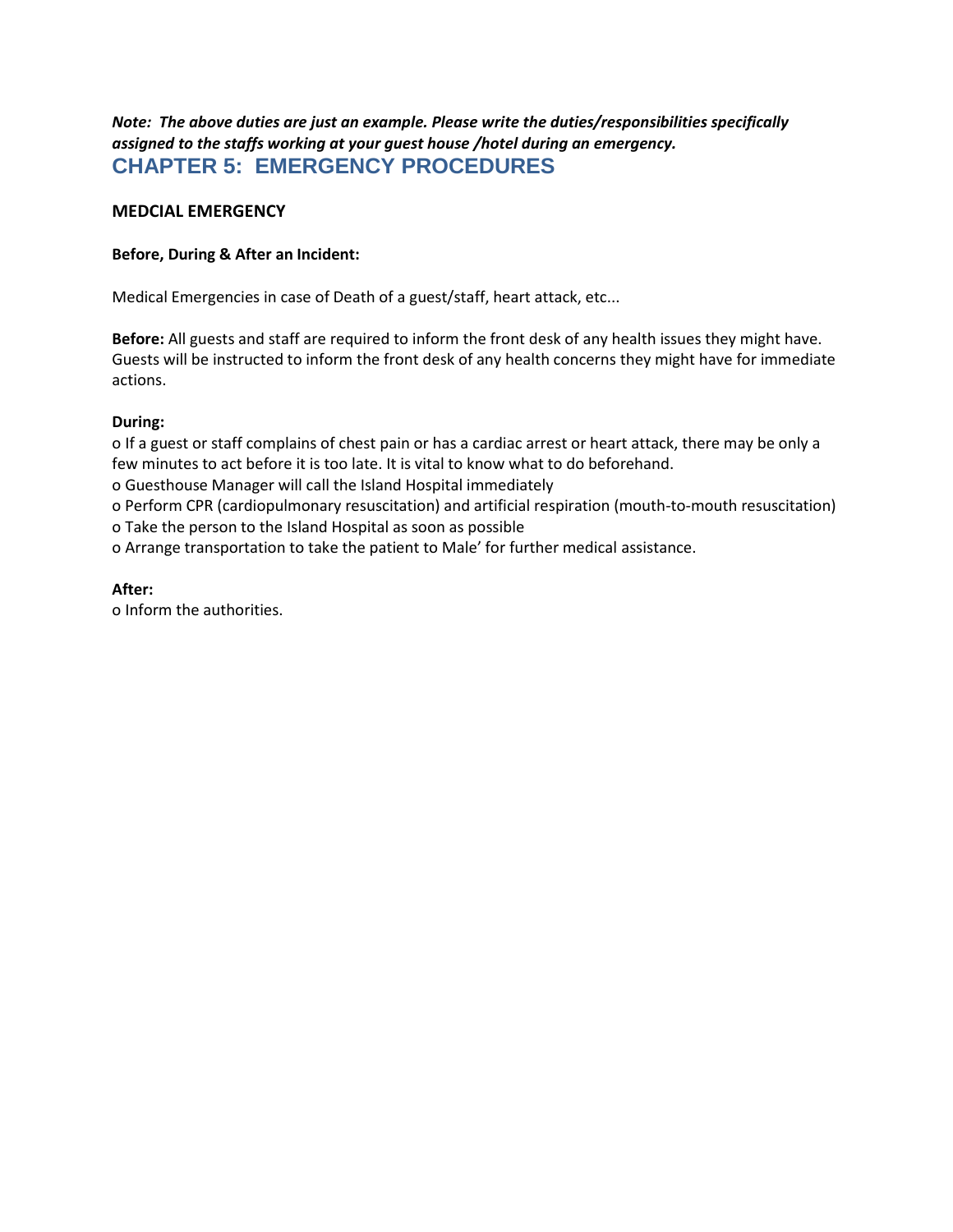***Note: The above duties are just an example. Please write the duties/responsibilities specifically assigned to the staffs working at your guest house /hotel during an emergency.***

## CHAPTER 5: EMERGENCY PROCEDURES

**MEDCIAL EMERGENCY**

**Before, During & After an Incident:**

Medical Emergencies in case of Death of a guest/staff, heart attack, etc...

**Before:** All guests and staff are required to inform the front desk of any health issues they might have. Guests will be instructed to inform the front desk of any health concerns they might have for immediate actions.

**During:**

- If a guest or staff complains of chest pain or has a cardiac arrest or heart attack, there may be only a few minutes to act before it is too late. It is vital to know what to do beforehand.
- Guesthouse Manager will call the Island Hospital immediately
- Perform CPR (cardiopulmonary resuscitation) and artificial respiration (mouth-to-mouth resuscitation)
- Take the person to the Island Hospital as soon as possible
- Arrange transportation to take the patient to Male' for further medical assistance.

**After:**

- Inform the authorities.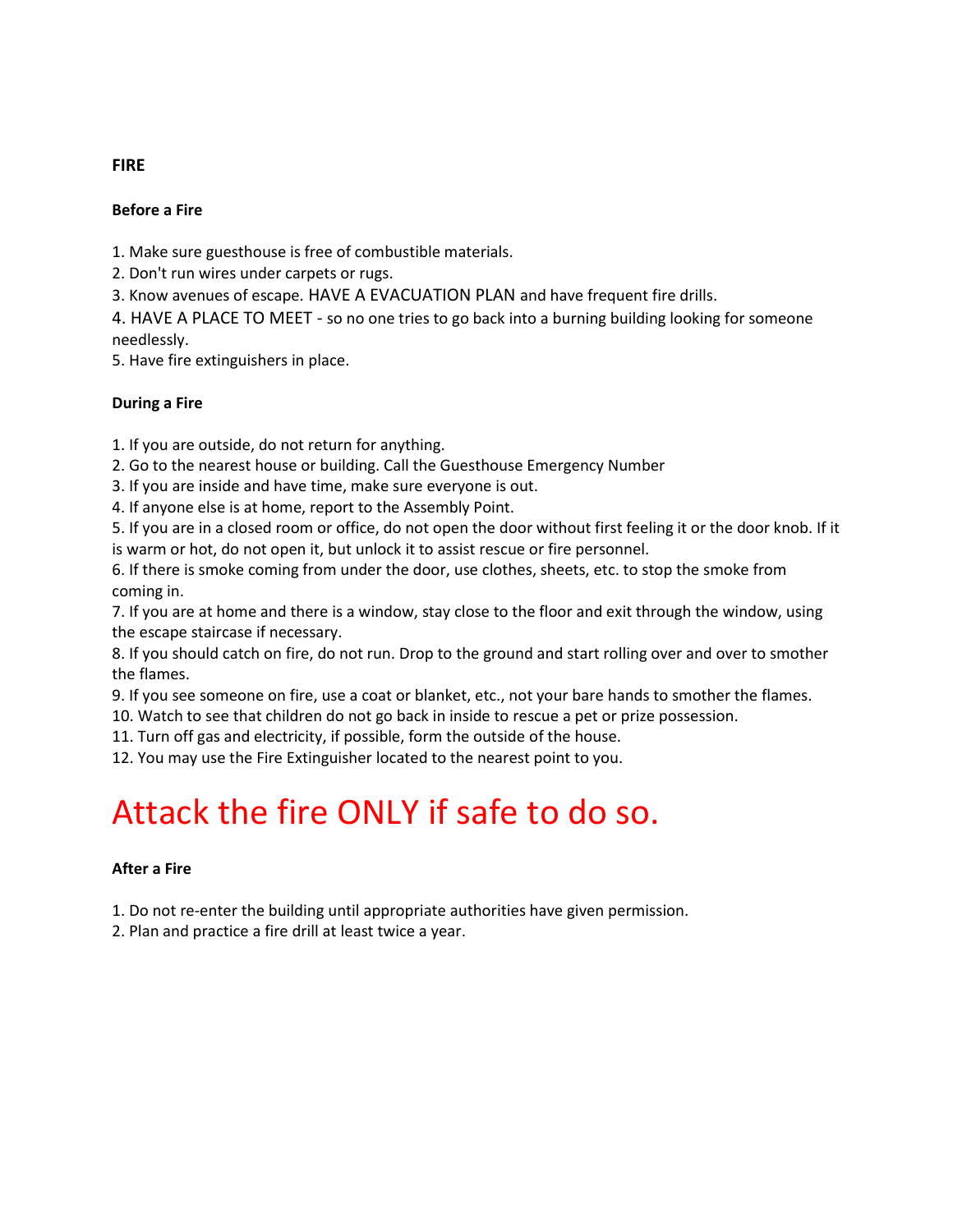**FIRE**

**Before a Fire**

1. Make sure guesthouse is free of combustible materials.
2. Don't run wires under carpets or rugs.
3. Know avenues of escape. HAVE A EVACUATION PLAN and have frequent fire drills.
4. HAVE A PLACE TO MEET - so no one tries to go back into a burning building looking for someone needlessly.
5. Have fire extinguishers in place.

**During a Fire**

1. If you are outside, do not return for anything.
2. Go to the nearest house or building. Call the Guesthouse Emergency Number
3. If you are inside and have time, make sure everyone is out.
4. If anyone else is at home, report to the Assembly Point.
5. If you are in a closed room or office, do not open the door without first feeling it or the door knob. If it is warm or hot, do not open it, but unlock it to assist rescue or fire personnel.
6. If there is smoke coming from under the door, use clothes, sheets, etc. to stop the smoke from coming in.
7. If you are at home and there is a window, stay close to the floor and exit through the window, using the escape staircase if necessary.
8. If you should catch on fire, do not run. Drop to the ground and start rolling over and over to smother the flames.
9. If you see someone on fire, use a coat or blanket, etc., not your bare hands to smother the flames.
10. Watch to see that children do not go back in inside to rescue a pet or prize possession.
11. Turn off gas and electricity, if possible, form the outside of the house.
12. You may use the Fire Extinguisher located to the nearest point to you.

# Attack the fire ONLY if safe to do so.

**After a Fire**

1. Do not re-enter the building until appropriate authorities have given permission.
2. Plan and practice a fire drill at least twice a year.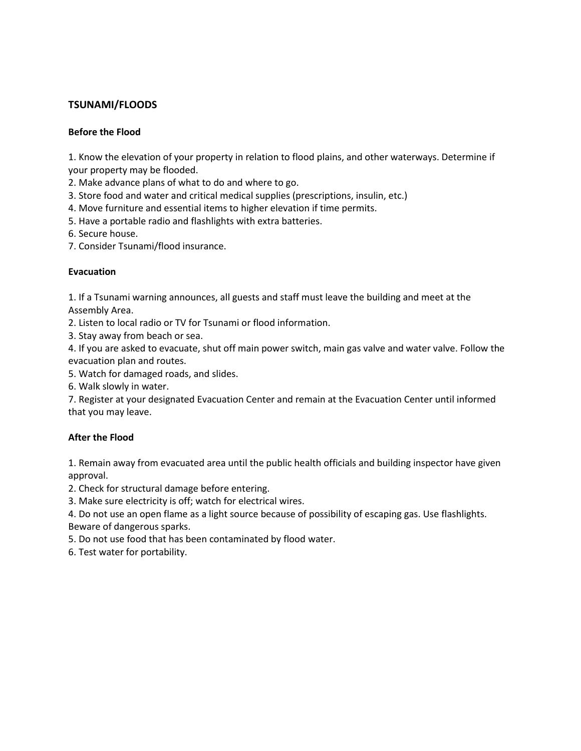## TSUNAMI/FLOODS

### Before the Flood

1. Know the elevation of your property in relation to flood plains, and other waterways. Determine if your property may be flooded.
2. Make advance plans of what to do and where to go.
3. Store food and water and critical medical supplies (prescriptions, insulin, etc.)
4. Move furniture and essential items to higher elevation if time permits.
5. Have a portable radio and flashlights with extra batteries.
6. Secure house.
7. Consider Tsunami/flood insurance.

### Evacuation

1. If a Tsunami warning announces, all guests and staff must leave the building and meet at the Assembly Area.
2. Listen to local radio or TV for Tsunami or flood information.
3. Stay away from beach or sea.
4. If you are asked to evacuate, shut off main power switch, main gas valve and water valve. Follow the evacuation plan and routes.
5. Watch for damaged roads, and slides.
6. Walk slowly in water.
7. Register at your designated Evacuation Center and remain at the Evacuation Center until informed that you may leave.

### After the Flood

1. Remain away from evacuated area until the public health officials and building inspector have given approval.
2. Check for structural damage before entering.
3. Make sure electricity is off; watch for electrical wires.
4. Do not use an open flame as a light source because of possibility of escaping gas. Use flashlights. Beware of dangerous sparks.
5. Do not use food that has been contaminated by flood water.
6. Test water for portability.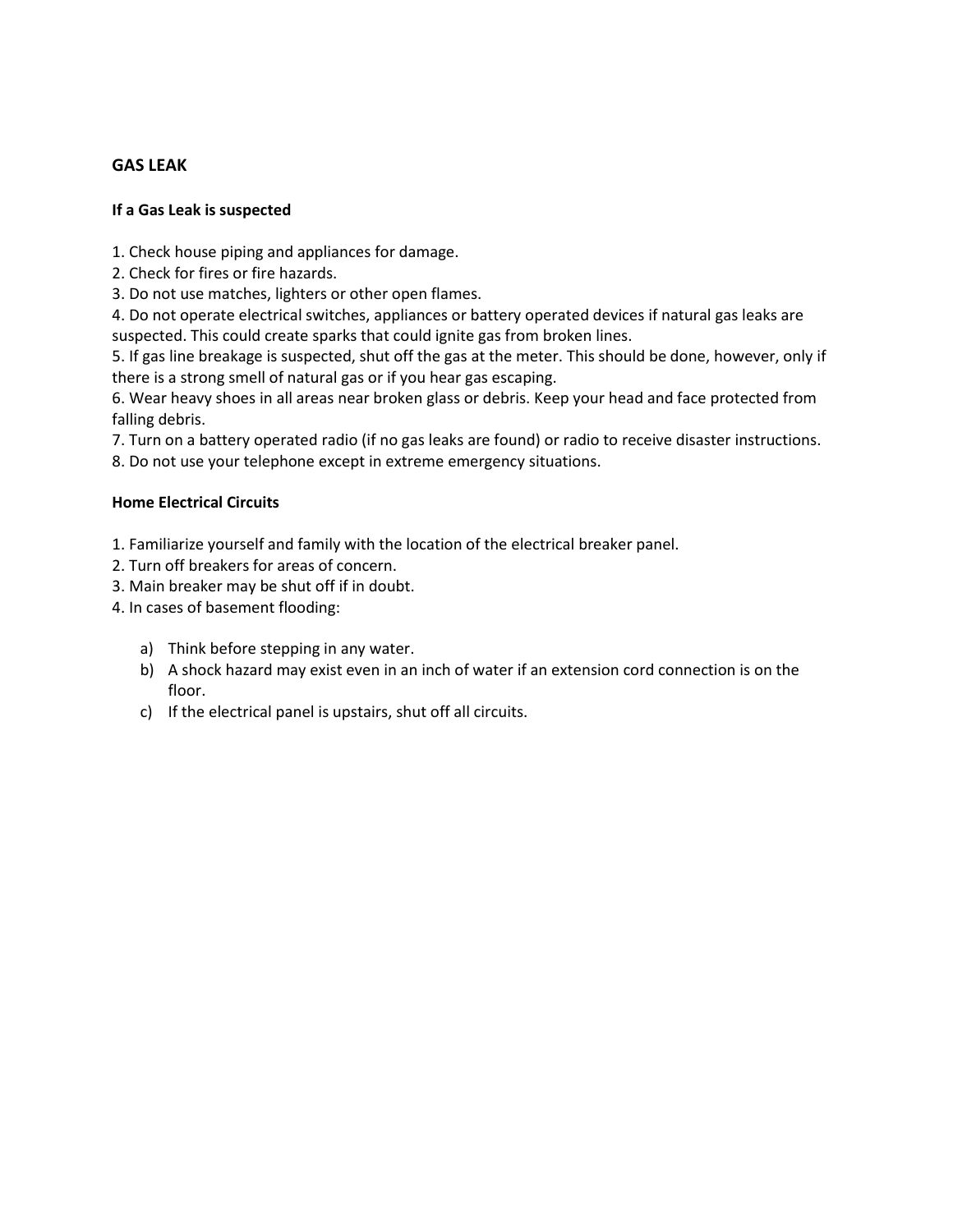## GAS LEAK

### If a Gas Leak is suspected

1. Check house piping and appliances for damage.
2. Check for fires or fire hazards.
3. Do not use matches, lighters or other open flames.
4. Do not operate electrical switches, appliances or battery operated devices if natural gas leaks are suspected. This could create sparks that could ignite gas from broken lines.
5. If gas line breakage is suspected, shut off the gas at the meter. This should be done, however, only if there is a strong smell of natural gas or if you hear gas escaping.
6. Wear heavy shoes in all areas near broken glass or debris. Keep your head and face protected from falling debris.
7. Turn on a battery operated radio (if no gas leaks are found) or radio to receive disaster instructions.
8. Do not use your telephone except in extreme emergency situations.

### Home Electrical Circuits

1. Familiarize yourself and family with the location of the electrical breaker panel.
2. Turn off breakers for areas of concern.
3. Main breaker may be shut off if in doubt.
4. In cases of basement flooding:
   a) Think before stepping in any water.
   b) A shock hazard may exist even in an inch of water if an extension cord connection is on the floor.
   c) If the electrical panel is upstairs, shut off all circuits.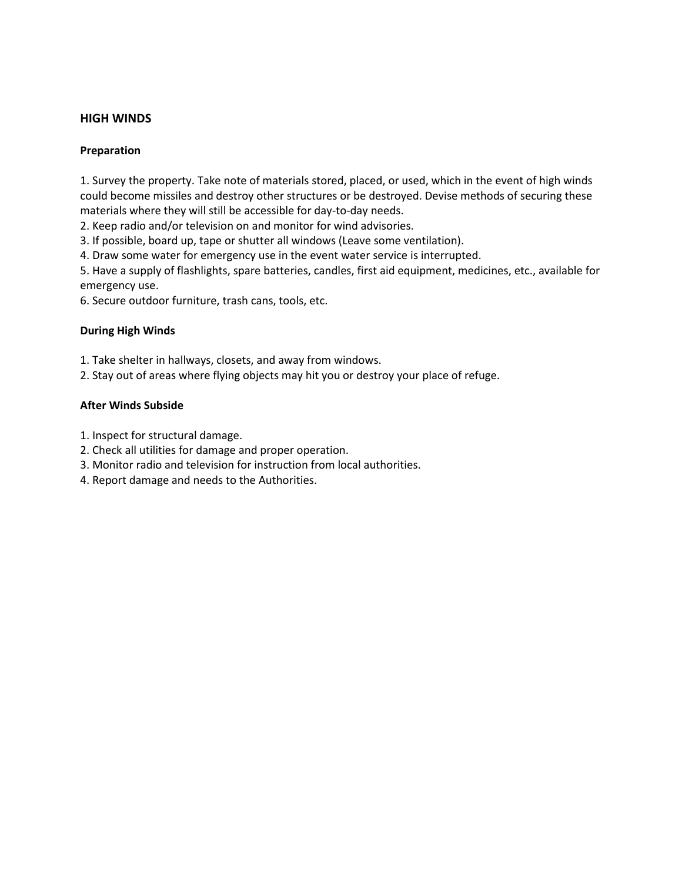## HIGH WINDS

### Preparation

1. Survey the property. Take note of materials stored, placed, or used, which in the event of high winds could become missiles and destroy other structures or be destroyed. Devise methods of securing these materials where they will still be accessible for day-to-day needs.
2. Keep radio and/or television on and monitor for wind advisories.
3. If possible, board up, tape or shutter all windows (Leave some ventilation).
4. Draw some water for emergency use in the event water service is interrupted.
5. Have a supply of flashlights, spare batteries, candles, first aid equipment, medicines, etc., available for emergency use.
6. Secure outdoor furniture, trash cans, tools, etc.

### During High Winds

1. Take shelter in hallways, closets, and away from windows.
2. Stay out of areas where flying objects may hit you or destroy your place of refuge.

### After Winds Subside

1. Inspect for structural damage.
2. Check all utilities for damage and proper operation.
3. Monitor radio and television for instruction from local authorities.
4. Report damage and needs to the Authorities.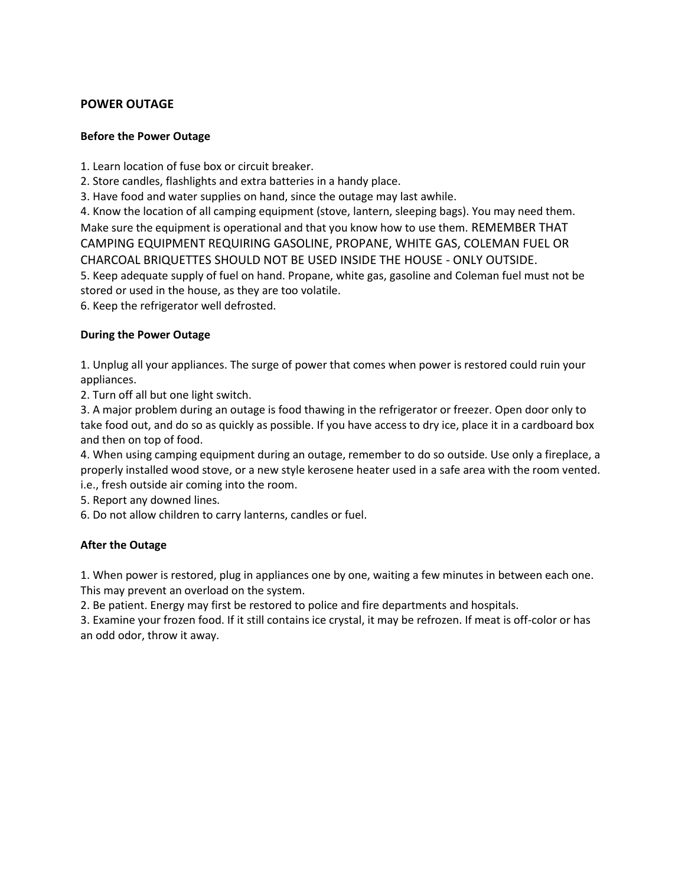## POWER OUTAGE

### Before the Power Outage

1. Learn location of fuse box or circuit breaker.
2. Store candles, flashlights and extra batteries in a handy place.
3. Have food and water supplies on hand, since the outage may last awhile.
4. Know the location of all camping equipment (stove, lantern, sleeping bags). You may need them. Make sure the equipment is operational and that you know how to use them. REMEMBER THAT CAMPING EQUIPMENT REQUIRING GASOLINE, PROPANE, WHITE GAS, COLEMAN FUEL OR CHARCOAL BRIQUETTES SHOULD NOT BE USED INSIDE THE HOUSE - ONLY OUTSIDE.
5. Keep adequate supply of fuel on hand. Propane, white gas, gasoline and Coleman fuel must not be stored or used in the house, as they are too volatile.
6. Keep the refrigerator well defrosted.

### During the Power Outage

1. Unplug all your appliances. The surge of power that comes when power is restored could ruin your appliances.
2. Turn off all but one light switch.
3. A major problem during an outage is food thawing in the refrigerator or freezer. Open door only to take food out, and do so as quickly as possible. If you have access to dry ice, place it in a cardboard box and then on top of food.
4. When using camping equipment during an outage, remember to do so outside. Use only a fireplace, a properly installed wood stove, or a new style kerosene heater used in a safe area with the room vented. i.e., fresh outside air coming into the room.
5. Report any downed lines.
6. Do not allow children to carry lanterns, candles or fuel.

### After the Outage

1. When power is restored, plug in appliances one by one, waiting a few minutes in between each one. This may prevent an overload on the system.
2. Be patient. Energy may first be restored to police and fire departments and hospitals.
3. Examine your frozen food. If it still contains ice crystal, it may be refrozen. If meat is off-color or has an odd odor, throw it away.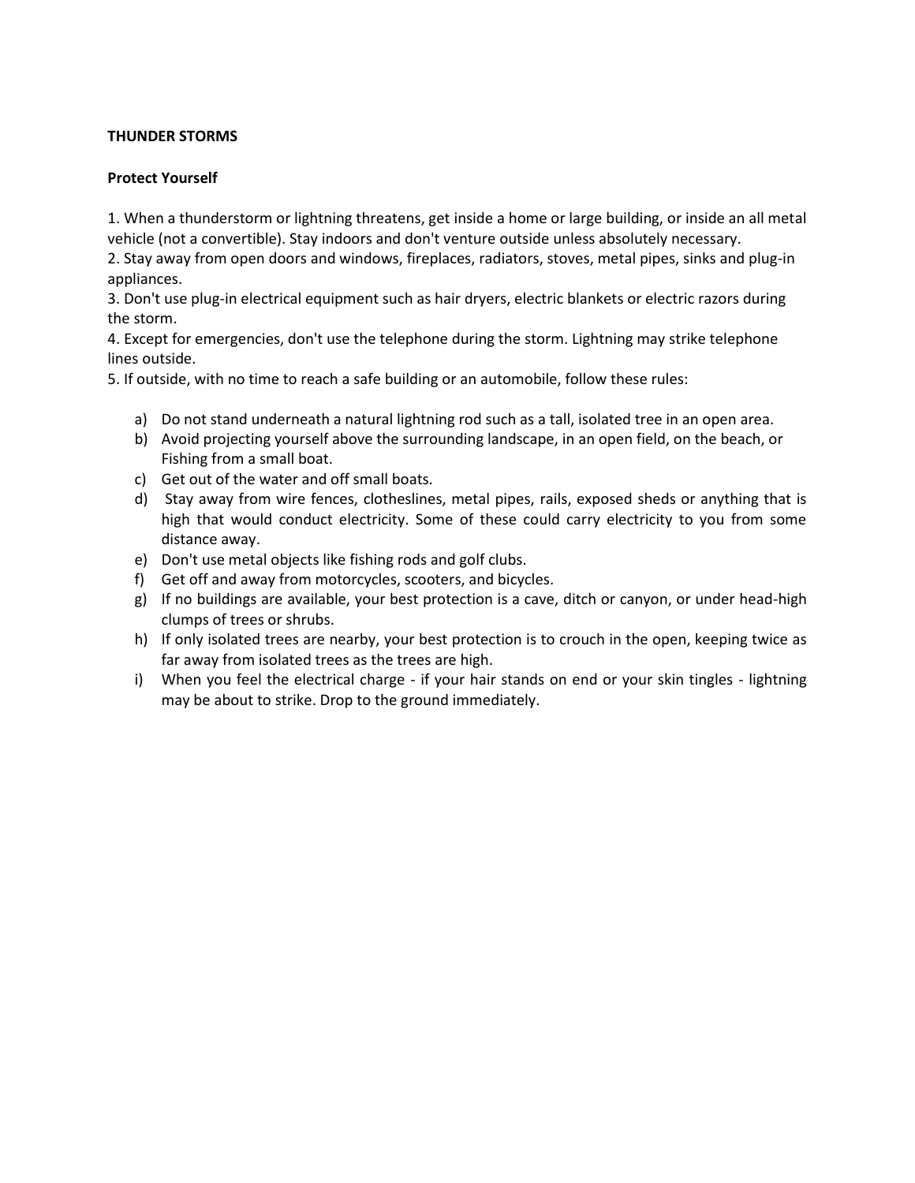**THUNDER STORMS**

**Protect Yourself**

1. When a thunderstorm or lightning threatens, get inside a home or large building, or inside an all metal vehicle (not a convertible). Stay indoors and don't venture outside unless absolutely necessary.
2. Stay away from open doors and windows, fireplaces, radiators, stoves, metal pipes, sinks and plug-in appliances.
3. Don't use plug-in electrical equipment such as hair dryers, electric blankets or electric razors during the storm.
4. Except for emergencies, don't use the telephone during the storm. Lightning may strike telephone lines outside.
5. If outside, with no time to reach a safe building or an automobile, follow these rules:

  a) Do not stand underneath a natural lightning rod such as a tall, isolated tree in an open area.
  b) Avoid projecting yourself above the surrounding landscape, in an open field, on the beach, or Fishing from a small boat.
  c) Get out of the water and off small boats.
  d) Stay away from wire fences, clotheslines, metal pipes, rails, exposed sheds or anything that is high that would conduct electricity. Some of these could carry electricity to you from some distance away.
  e) Don't use metal objects like fishing rods and golf clubs.
  f) Get off and away from motorcycles, scooters, and bicycles.
  g) If no buildings are available, your best protection is a cave, ditch or canyon, or under head-high clumps of trees or shrubs.
  h) If only isolated trees are nearby, your best protection is to crouch in the open, keeping twice as far away from isolated trees as the trees are high.
  i) When you feel the electrical charge - if your hair stands on end or your skin tingles - lightning may be about to strike. Drop to the ground immediately.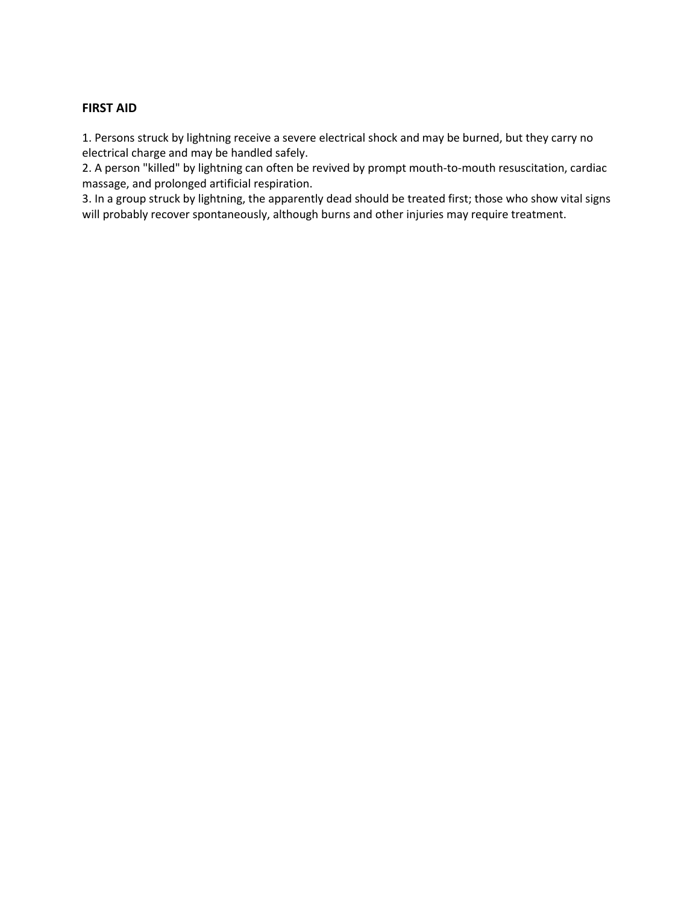**FIRST AID**

1. Persons struck by lightning receive a severe electrical shock and may be burned, but they carry no electrical charge and may be handled safely.
2. A person "killed" by lightning can often be revived by prompt mouth-to-mouth resuscitation, cardiac massage, and prolonged artificial respiration.
3. In a group struck by lightning, the apparently dead should be treated first; those who show vital signs will probably recover spontaneously, although burns and other injuries may require treatment.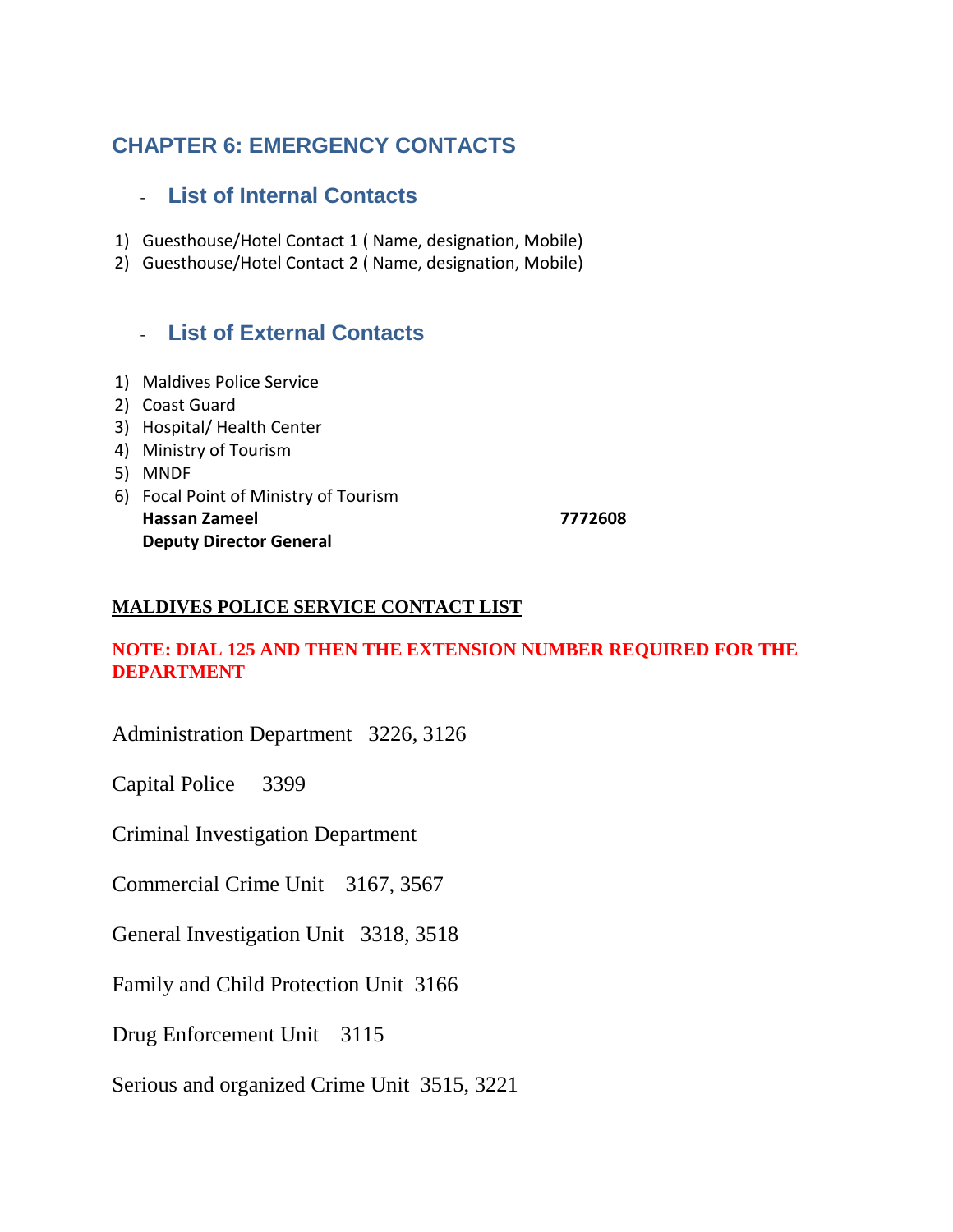# CHAPTER 6: EMERGENCY CONTACTS

## - List of Internal Contacts

1) Guesthouse/Hotel Contact 1 ( Name, designation, Mobile)
2) Guesthouse/Hotel Contact 2 ( Name, designation, Mobile)

## - List of External Contacts

1) Maldives Police Service
2) Coast Guard
3) Hospital/ Health Center
4) Ministry of Tourism
5) MNDF
6) Focal Point of Ministry of Tourism
   **Hassan Zameel** **7772608**
   **Deputy Director General**

**MALDIVES POLICE SERVICE CONTACT LIST**

**NOTE: DIAL 125 AND THEN THE EXTENSION NUMBER REQUIRED FOR THE DEPARTMENT**

Administration Department 3226, 3126

Capital Police 3399

Criminal Investigation Department

Commercial Crime Unit 3167, 3567

General Investigation Unit 3318, 3518

Family and Child Protection Unit 3166

Drug Enforcement Unit 3115

Serious and organized Crime Unit 3515, 3221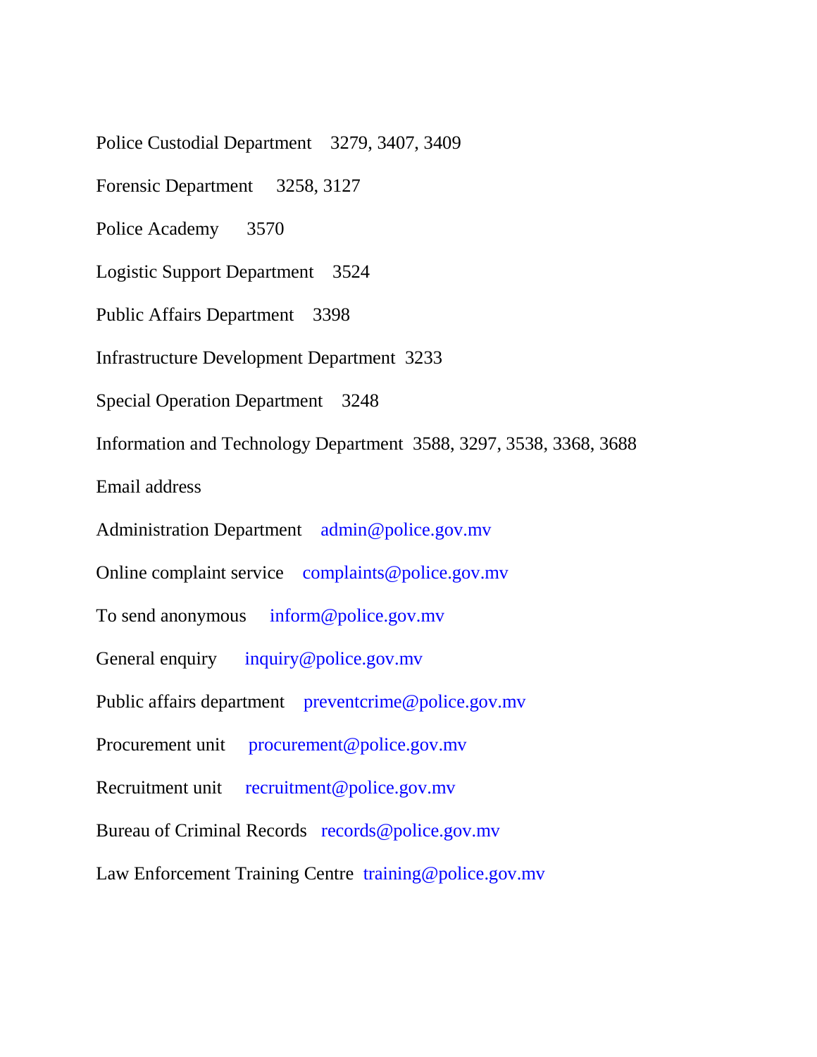Police Custodial Department 3279, 3407, 3409

Forensic Department 3258, 3127

Police Academy 3570

Logistic Support Department 3524

Public Affairs Department 3398

Infrastructure Development Department 3233

Special Operation Department 3248

Information and Technology Department 3588, 3297, 3538, 3368, 3688

Email address

Administration Department admin@police.gov.mv

Online complaint service complaints@police.gov.mv

To send anonymous inform@police.gov.mv

General enquiry inquiry@police.gov.mv

Public affairs department preventcrime@police.gov.mv

Procurement unit procurement@police.gov.mv

Recruitment unit recruitment@police.gov.mv

Bureau of Criminal Records records@police.gov.mv

Law Enforcement Training Centre training@police.gov.mv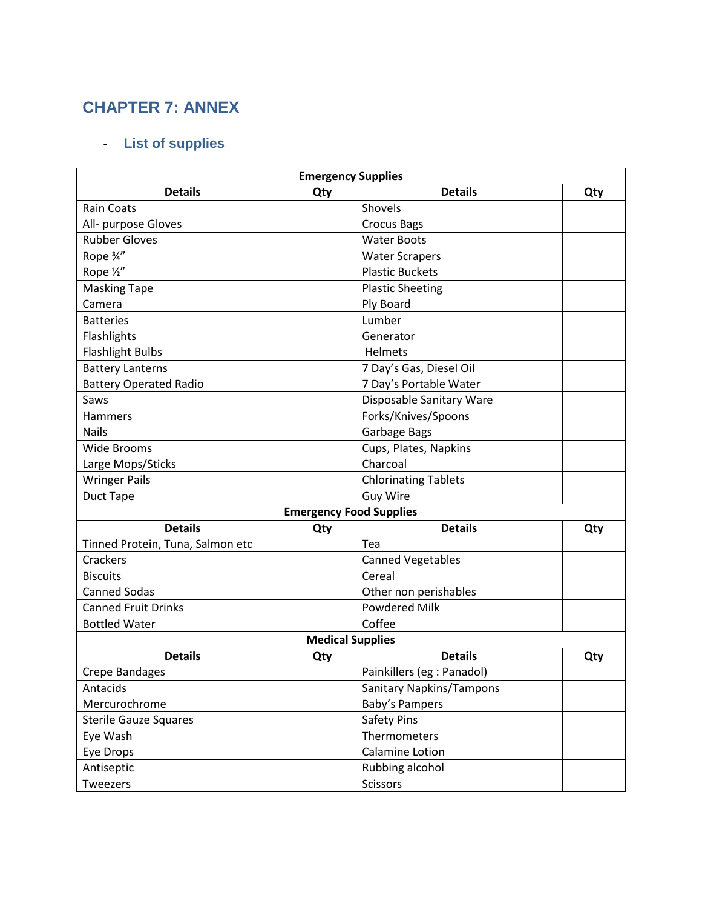# CHAPTER 7: ANNEX

- ## List of supplies

| Emergency Supplies | | | |
|---|---|---|---|
| **Details** | **Qty** | **Details** | **Qty** |
| Rain Coats | | Shovels | |
| All- purpose Gloves | | Crocus Bags | |
| Rubber Gloves | | Water Boots | |
| Rope ¾” | | Water Scrapers | |
| Rope ½” | | Plastic Buckets | |
| Masking Tape | | Plastic Sheeting | |
| Camera | | Ply Board | |
| Batteries | | Lumber | |
| Flashlights | | Generator | |
| Flashlight Bulbs | | Helmets | |
| Battery Lanterns | | 7 Day’s Gas, Diesel Oil | |
| Battery Operated Radio | | 7 Day’s Portable Water | |
| Saws | | Disposable Sanitary Ware | |
| Hammers | | Forks/Knives/Spoons | |
| Nails | | Garbage Bags | |
| Wide Brooms | | Cups, Plates, Napkins | |
| Large Mops/Sticks | | Charcoal | |
| Wringer Pails | | Chlorinating Tablets | |
| Duct Tape | | Guy Wire | |
| **Emergency Food Supplies** | | | |
| **Details** | **Qty** | **Details** | **Qty** |
| Tinned Protein, Tuna, Salmon etc | | Tea | |
| Crackers | | Canned Vegetables | |
| Biscuits | | Cereal | |
| Canned Sodas | | Other non perishables | |
| Canned Fruit Drinks | | Powdered Milk | |
| Bottled Water | | Coffee | |
| **Medical Supplies** | | | |
| **Details** | **Qty** | **Details** | **Qty** |
| Crepe Bandages | | Painkillers (eg : Panadol) | |
| Antacids | | Sanitary Napkins/Tampons | |
| Mercurochrome | | Baby’s Pampers | |
| Sterile Gauze Squares | | Safety Pins | |
| Eye Wash | | Thermometers | |
| Eye Drops | | Calamine Lotion | |
| Antiseptic | | Rubbing alcohol | |
| Tweezers | | Scissors | |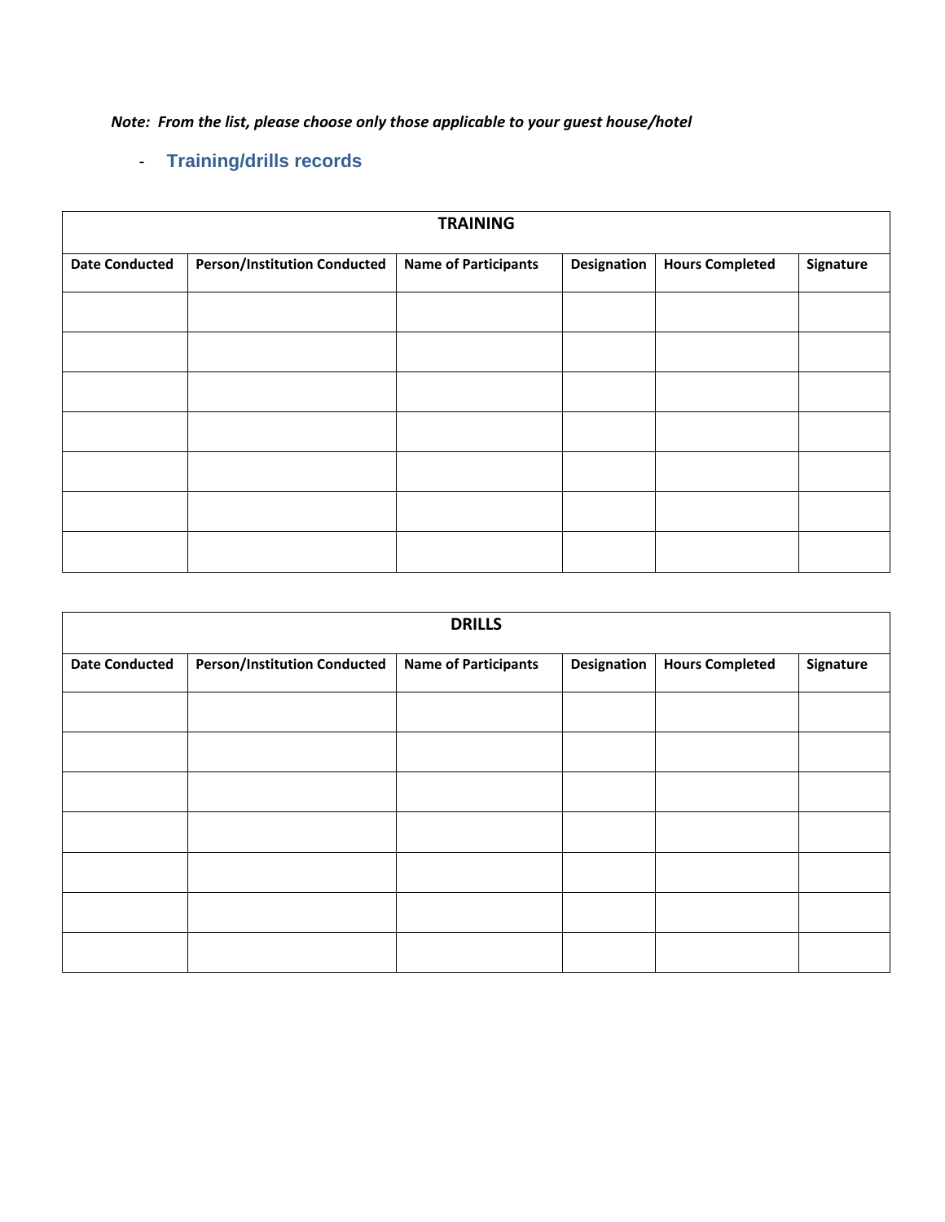*Note: From the list, please choose only those applicable to your guest house/hotel*

- **Training/drills records**

| TRAINING | | | | | |
|---|---|---|---|---|---|
| **Date Conducted** | **Person/Institution Conducted** | **Name of Participants** | **Designation** | **Hours Completed** | **Signature** |
| | | | | | |
| | | | | | |
| | | | | | |
| | | | | | |
| | | | | | |
| | | | | | |
| | | | | | |

| DRILLS | | | | | |
|---|---|---|---|---|---|
| **Date Conducted** | **Person/Institution Conducted** | **Name of Participants** | **Designation** | **Hours Completed** | **Signature** |
| | | | | | |
| | | | | | |
| | | | | | |
| | | | | | |
| | | | | | |
| | | | | | |
| | | | | | |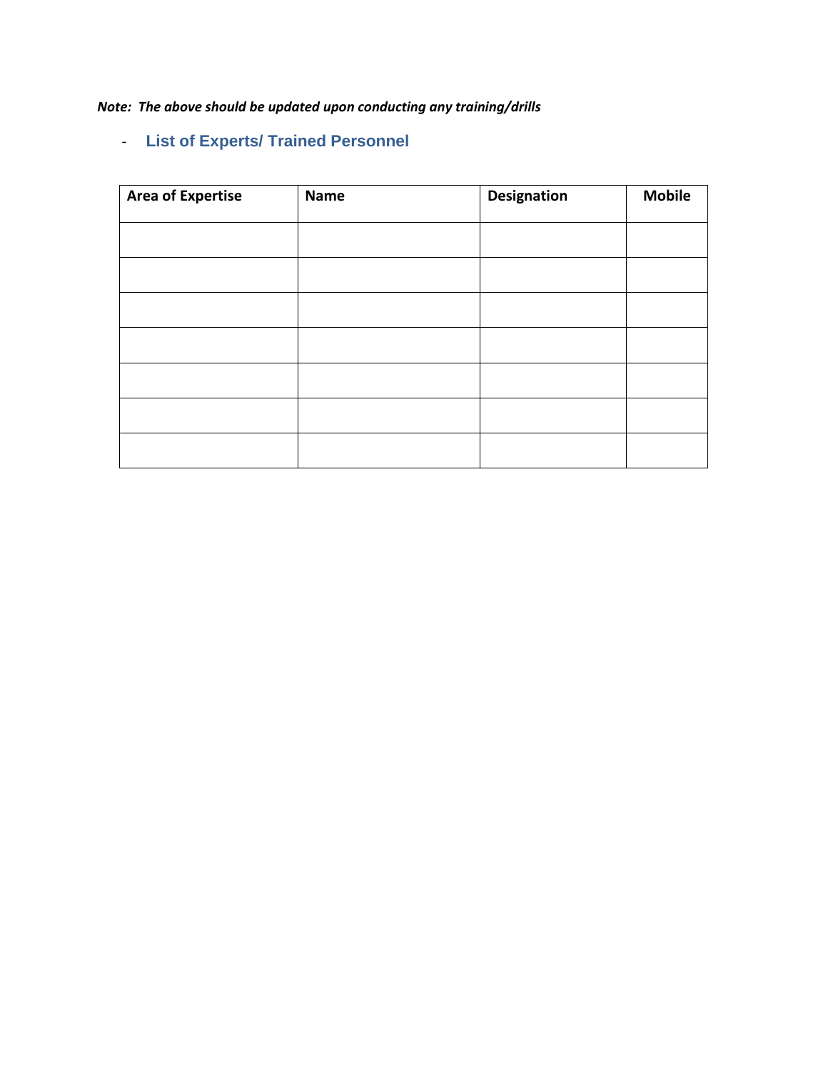***Note: The above should be updated upon conducting any training/drills***

- **List of Experts/ Trained Personnel**

| Area of Expertise | Name | Designation | Mobile |
|---|---|---|---|
| | | | |
| | | | |
| | | | |
| | | | |
| | | | |
| | | | |
| | | | |